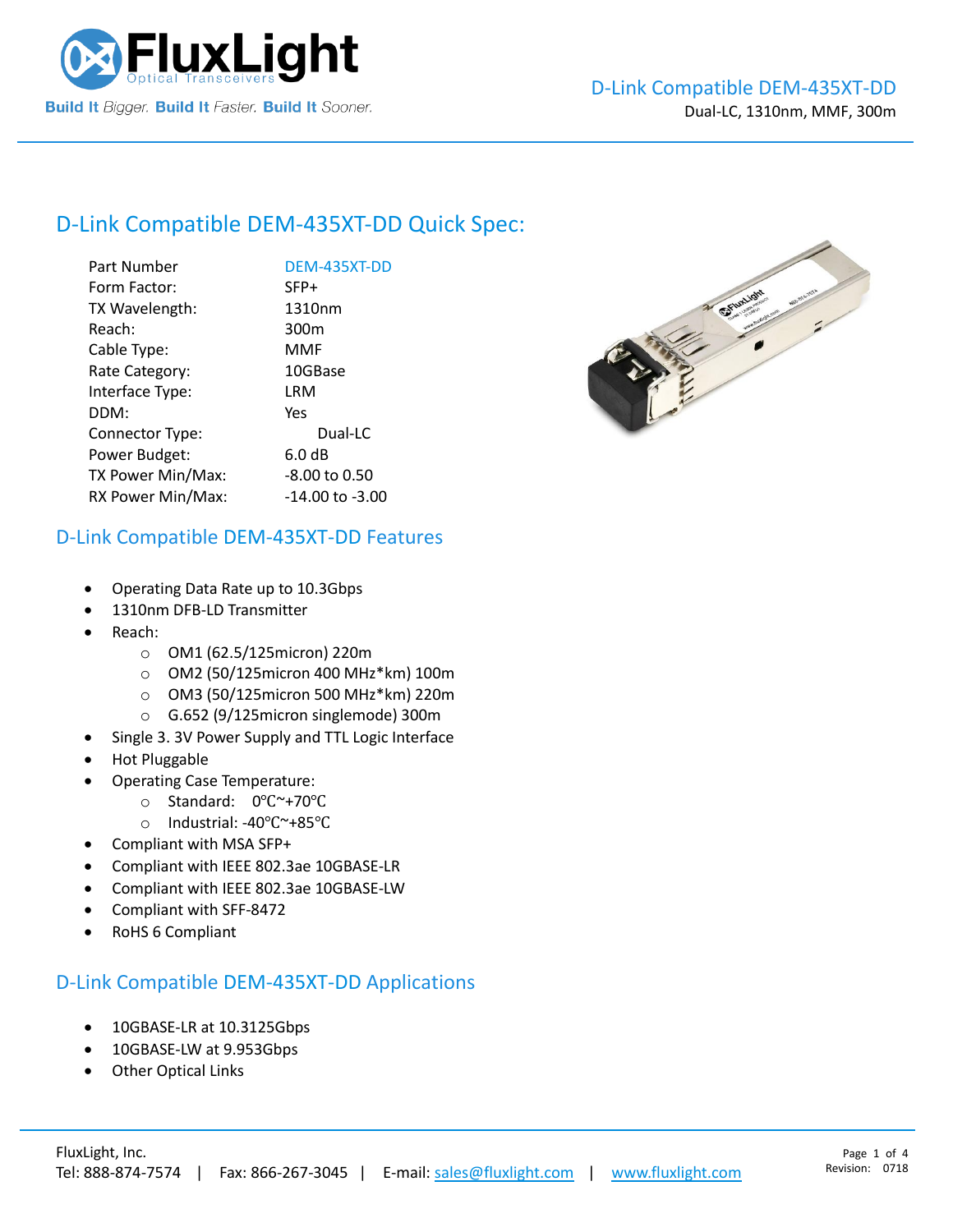# D-Link Compatible DEM-435XT-DD Quick Spec:

| | |
|---|---|
| Part Number | DEM-435XT-DD |
| Form Factor: | SFP+ |
| TX Wavelength: | 1310nm |
| Reach: | 300m |
| Cable Type: | MMF |
| Rate Category: | 10GBase |
| Interface Type: | LRM |
| DDM: | Yes |
| Connector Type: | Dual-LC |
| Power Budget: | 6.0 dB |
| TX Power Min/Max: | -8.00 to 0.50 |
| RX Power Min/Max: | -14.00 to -3.00 |

## D-Link Compatible DEM-435XT-DD Features

- Operating Data Rate up to 10.3Gbps
- 1310nm DFB-LD Transmitter
- Reach:
  - OM1 (62.5/125micron) 220m
  - OM2 (50/125micron 400 MHz*km) 100m
  - OM3 (50/125micron 500 MHz*km) 220m
  - G.652 (9/125micron singlemode) 300m
- Single 3. 3V Power Supply and TTL Logic Interface
- Hot Pluggable
- Operating Case Temperature:
  - Standard: 0℃~+70℃
  - Industrial: -40℃~+85℃
- Compliant with MSA SFP+
- Compliant with IEEE 802.3ae 10GBASE-LR
- Compliant with IEEE 802.3ae 10GBASE-LW
- Compliant with SFF-8472
- RoHS 6 Compliant

## D-Link Compatible DEM-435XT-DD Applications

- 10GBASE-LR at 10.3125Gbps
- 10GBASE-LW at 9.953Gbps
- Other Optical Links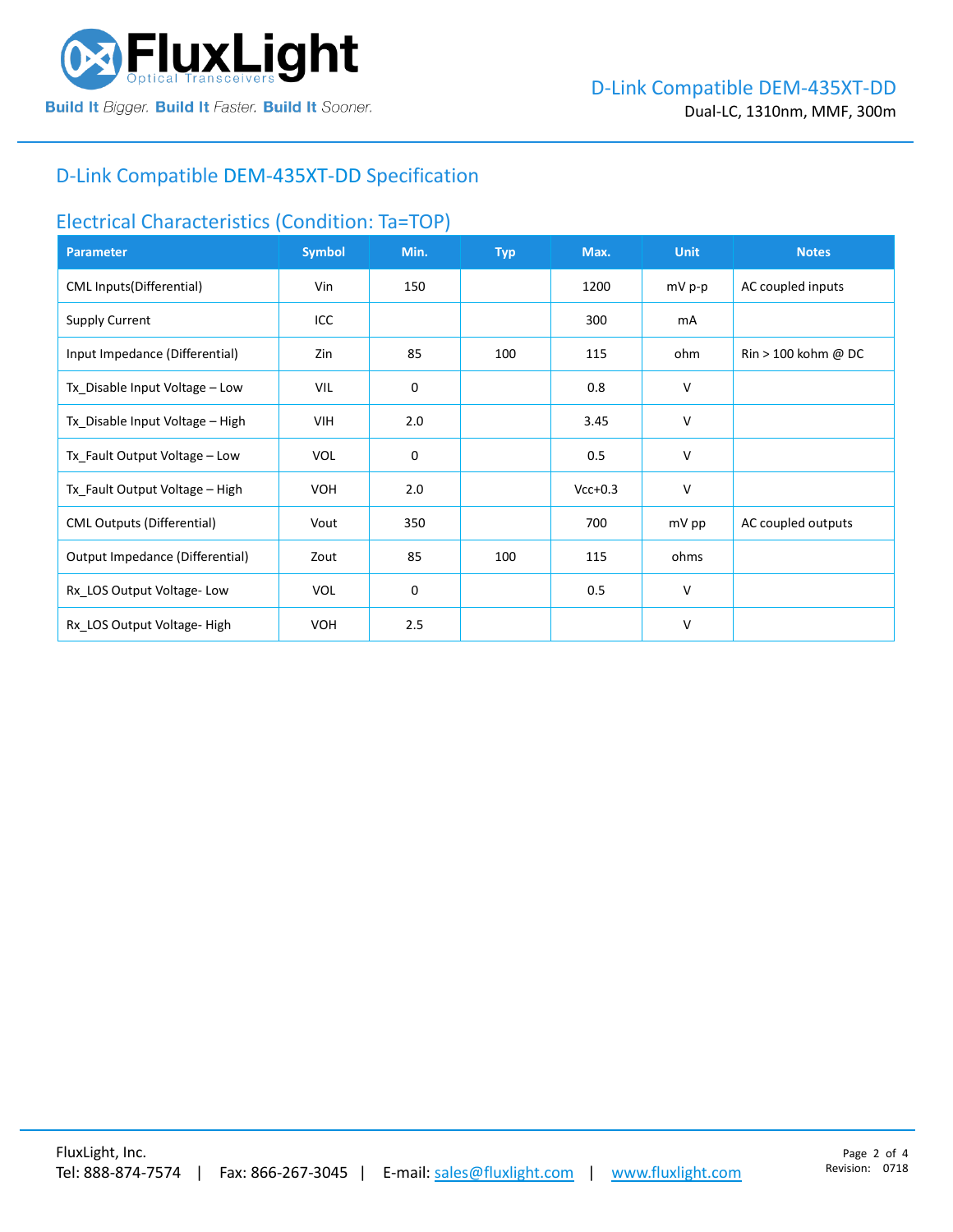## D-Link Compatible DEM-435XT-DD Specification

### Electrical Characteristics (Condition: Ta=TOP)

| Parameter | Symbol | Min. | Typ | Max. | Unit | Notes |
|---|---|---|---|---|---|---|
| CML Inputs(Differential) | Vin | 150 | | 1200 | mV p-p | AC coupled inputs |
| Supply Current | ICC | | | 300 | mA | |
| Input Impedance (Differential) | Zin | 85 | 100 | 115 | ohm | Rin > 100 kohm @ DC |
| Tx_Disable Input Voltage – Low | VIL | 0 | | 0.8 | V | |
| Tx_Disable Input Voltage – High | VIH | 2.0 | | 3.45 | V | |
| Tx_Fault Output Voltage – Low | VOL | 0 | | 0.5 | V | |
| Tx_Fault Output Voltage – High | VOH | 2.0 | | Vcc+0.3 | V | |
| CML Outputs (Differential) | Vout | 350 | | 700 | mV pp | AC coupled outputs |
| Output Impedance (Differential) | Zout | 85 | 100 | 115 | ohms | |
| Rx_LOS Output Voltage- Low | VOL | 0 | | 0.5 | V | |
| Rx_LOS Output Voltage- High | VOH | 2.5 | | | V | |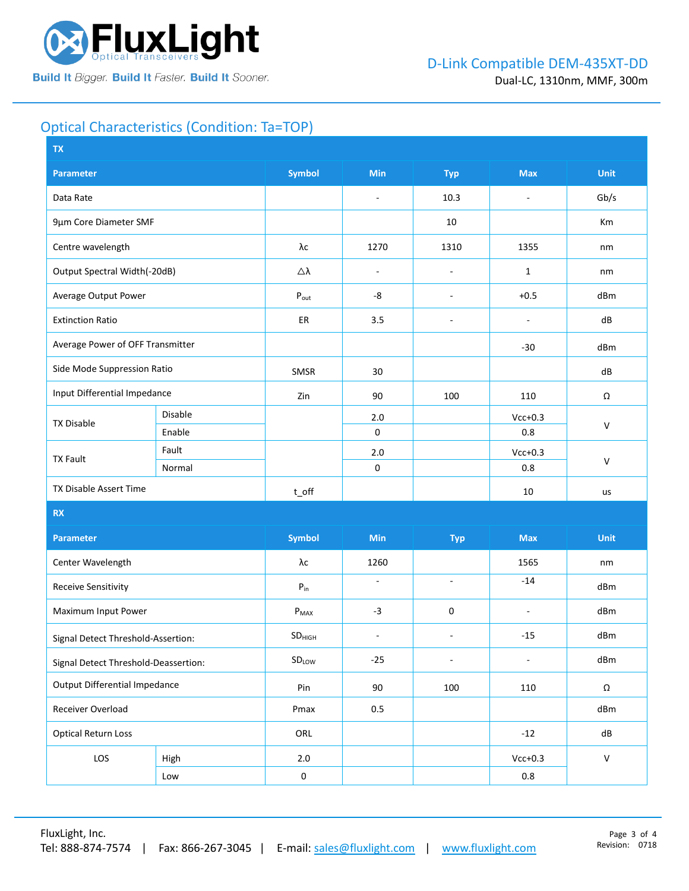## Optical Characteristics (Condition: Ta=TOP)

| TX | | | | | | |
|---|---|---|---|---|---|---|
| **Parameter** | | **Symbol** | **Min** | **Typ** | **Max** | **Unit** |
| Data Rate | | | - | 10.3 | - | Gb/s |
| 9µm Core Diameter SMF | | | | 10 | | Km |
| Centre wavelength | | λc | 1270 | 1310 | 1355 | nm |
| Output Spectral Width(-20dB) | | △λ | - | - | 1 | nm |
| Average Output Power | | $P_{out}$ | -8 | - | +0.5 | dBm |
| Extinction Ratio | | ER | 3.5 | - | - | dB |
| Average Power of OFF Transmitter | | | | | -30 | dBm |
| Side Mode Suppression Ratio | | SMSR | 30 | | | dB |
| Input Differential Impedance | | Zin | 90 | 100 | 110 | Ω |
| TX Disable | Disable | | 2.0 | | Vcc+0.3 | V |
| | Enable | | 0 | | 0.8 | |
| TX Fault | Fault | | 2.0 | | Vcc+0.3 | V |
| | Normal | | 0 | | 0.8 | |
| TX Disable Assert Time | | t_off | | | 10 | us |
| **RX** | | | | | | |
| **Parameter** | | **Symbol** | **Min** | **Typ** | **Max** | **Unit** |
| Center Wavelength | | λc | 1260 | | 1565 | nm |
| Receive Sensitivity | | $P_{in}$ | - | - | -14 | dBm |
| Maximum Input Power | | $P_{MAX}$ | -3 | 0 | - | dBm |
| Signal Detect Threshold-Assertion: | | $SD_{HIGH}$ | - | - | -15 | dBm |
| Signal Detect Threshold-Deassertion: | | $SD_{LOW}$ | -25 | - | - | dBm |
| Output Differential Impedance | | Pin | 90 | 100 | 110 | Ω |
| Receiver Overload | | Pmax | 0.5 | | | dBm |
| Optical Return Loss | | ORL | | | -12 | dB |
| LOS | High | 2.0 | | | Vcc+0.3 | V |
| | Low | 0 | | | 0.8 | |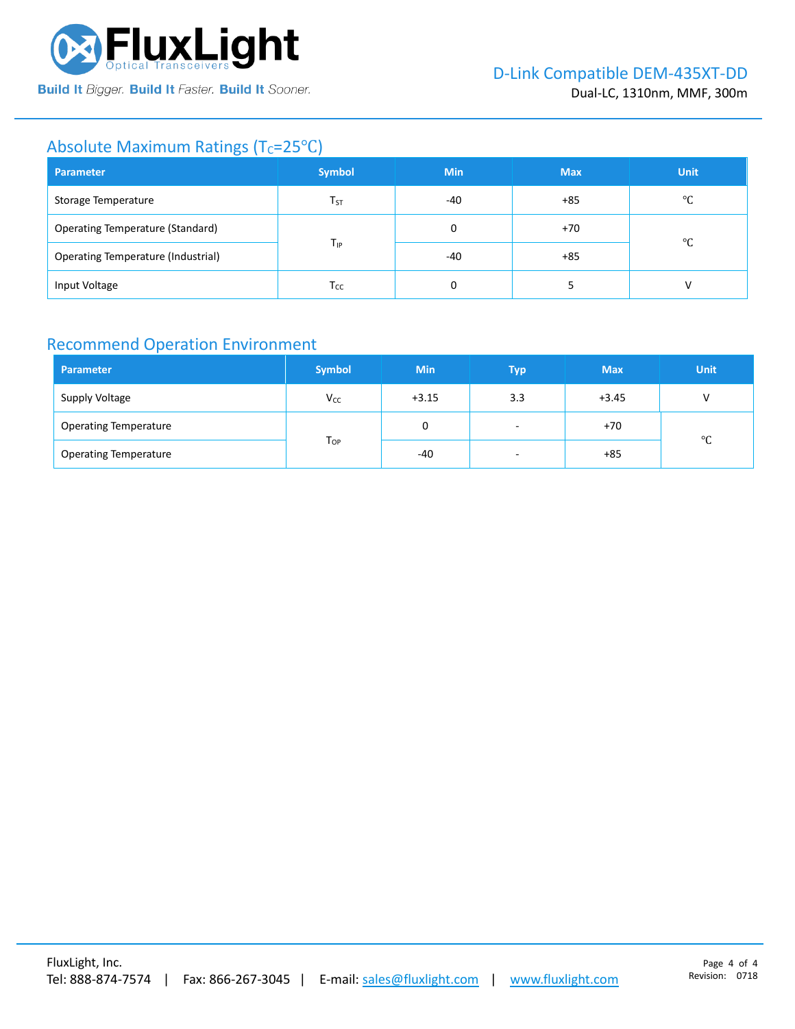## Absolute Maximum Ratings ($T_C$=25℃)

| Parameter | Symbol | Min | Max | Unit |
|---|---|---|---|---|
| Storage Temperature | $T_{ST}$ | -40 | +85 | ℃ |
| Operating Temperature (Standard) | $T_{IP}$ | 0 | +70 | ℃ |
| Operating Temperature (Industrial) | | -40 | +85 | |
| Input Voltage | $T_{CC}$ | 0 | 5 | V |

## Recommend Operation Environment

| Parameter | Symbol | Min | Typ | Max | Unit |
|---|---|---|---|---|---|
| Supply Voltage | $V_{CC}$ | +3.15 | 3.3 | +3.45 | V |
| Operating Temperature | $T_{OP}$ | 0 | - | +70 | ℃ |
| Operating Temperature | | -40 | - | +85 | |